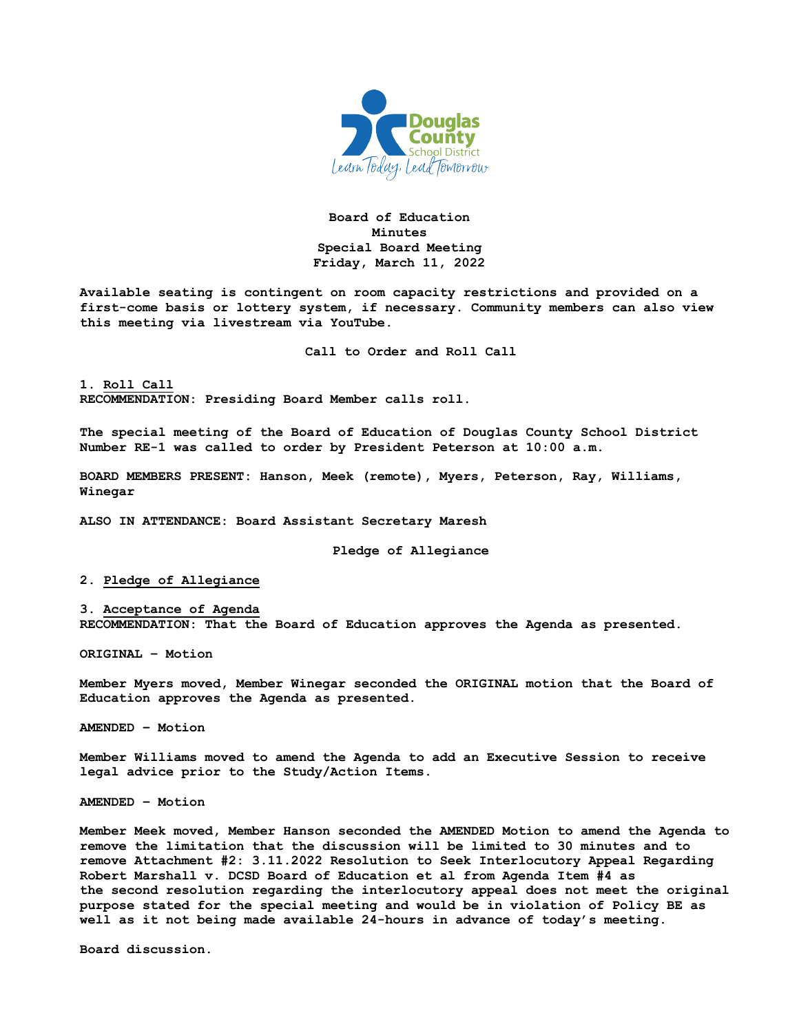# Board of Education
## Minutes
### Special Board Meeting
### Friday, March 11, 2022

**Available seating is contingent on room capacity restrictions and provided on a first-come basis or lottery system, if necessary. Community members can also view this meeting via livestream via YouTube.**

## Call to Order and Roll Call

**1. Roll Call**
**RECOMMENDATION: Presiding Board Member calls roll.**

**The special meeting of the Board of Education of Douglas County School District Number RE-1 was called to order by President Peterson at 10:00 a.m.**

**BOARD MEMBERS PRESENT: Hanson, Meek (remote), Myers, Peterson, Ray, Williams, Winegar**

**ALSO IN ATTENDANCE: Board Assistant Secretary Maresh**

## Pledge of Allegiance

**2. Pledge of Allegiance**

**3. Acceptance of Agenda**
**RECOMMENDATION: That the Board of Education approves the Agenda as presented.**

**ORIGINAL – Motion**

**Member Myers moved, Member Winegar seconded the ORIGINAL motion that the Board of Education approves the Agenda as presented.**

**AMENDED – Motion**

**Member Williams moved to amend the Agenda to add an Executive Session to receive legal advice prior to the Study/Action Items.**

**AMENDED – Motion**

**Member Meek moved, Member Hanson seconded the AMENDED Motion to amend the Agenda to remove the limitation that the discussion will be limited to 30 minutes and to remove Attachment #2: 3.11.2022 Resolution to Seek Interlocutory Appeal Regarding Robert Marshall v. DCSD Board of Education et al from Agenda Item #4 as the second resolution regarding the interlocutory appeal does not meet the original purpose stated for the special meeting and would be in violation of Policy BE as well as it not being made available 24-hours in advance of today's meeting.**

**Board discussion.**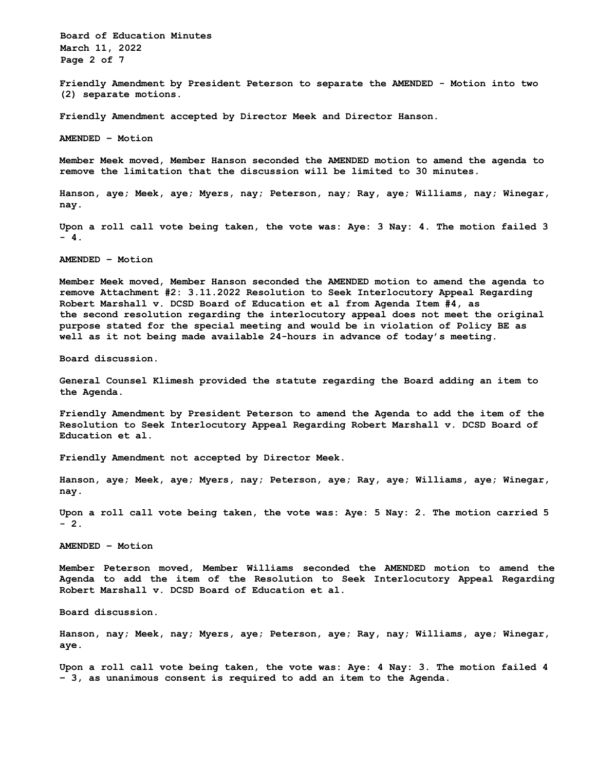**Friendly Amendment by President Peterson to separate the AMENDED - Motion into two (2) separate motions.**

**Friendly Amendment accepted by Director Meek and Director Hanson.**

**AMENDED – Motion**

**Member Meek moved, Member Hanson seconded the AMENDED motion to amend the agenda to remove the limitation that the discussion will be limited to 30 minutes.**

**Hanson, aye; Meek, aye; Myers, nay; Peterson, nay; Ray, aye; Williams, nay; Winegar, nay.**

**Upon a roll call vote being taken, the vote was: Aye: 3 Nay: 4. The motion failed 3 - 4.**

**AMENDED – Motion**

**Member Meek moved, Member Hanson seconded the AMENDED motion to amend the agenda to remove Attachment #2: 3.11.2022 Resolution to Seek Interlocutory Appeal Regarding Robert Marshall v. DCSD Board of Education et al from Agenda Item #4, as the second resolution regarding the interlocutory appeal does not meet the original purpose stated for the special meeting and would be in violation of Policy BE as well as it not being made available 24-hours in advance of today's meeting.**

**Board discussion.**

**General Counsel Klimesh provided the statute regarding the Board adding an item to the Agenda.**

**Friendly Amendment by President Peterson to amend the Agenda to add the item of the Resolution to Seek Interlocutory Appeal Regarding Robert Marshall v. DCSD Board of Education et al.**

**Friendly Amendment not accepted by Director Meek.**

**Hanson, aye; Meek, aye; Myers, nay; Peterson, aye; Ray, aye; Williams, aye; Winegar, nay.**

**Upon a roll call vote being taken, the vote was: Aye: 5 Nay: 2. The motion carried 5 - 2.**

**AMENDED – Motion**

**Member Peterson moved, Member Williams seconded the AMENDED motion to amend the Agenda to add the item of the Resolution to Seek Interlocutory Appeal Regarding Robert Marshall v. DCSD Board of Education et al.**

**Board discussion.**

**Hanson, nay; Meek, nay; Myers, aye; Peterson, aye; Ray, nay; Williams, aye; Winegar, aye.**

**Upon a roll call vote being taken, the vote was: Aye: 4 Nay: 3. The motion failed 4 – 3, as unanimous consent is required to add an item to the Agenda.**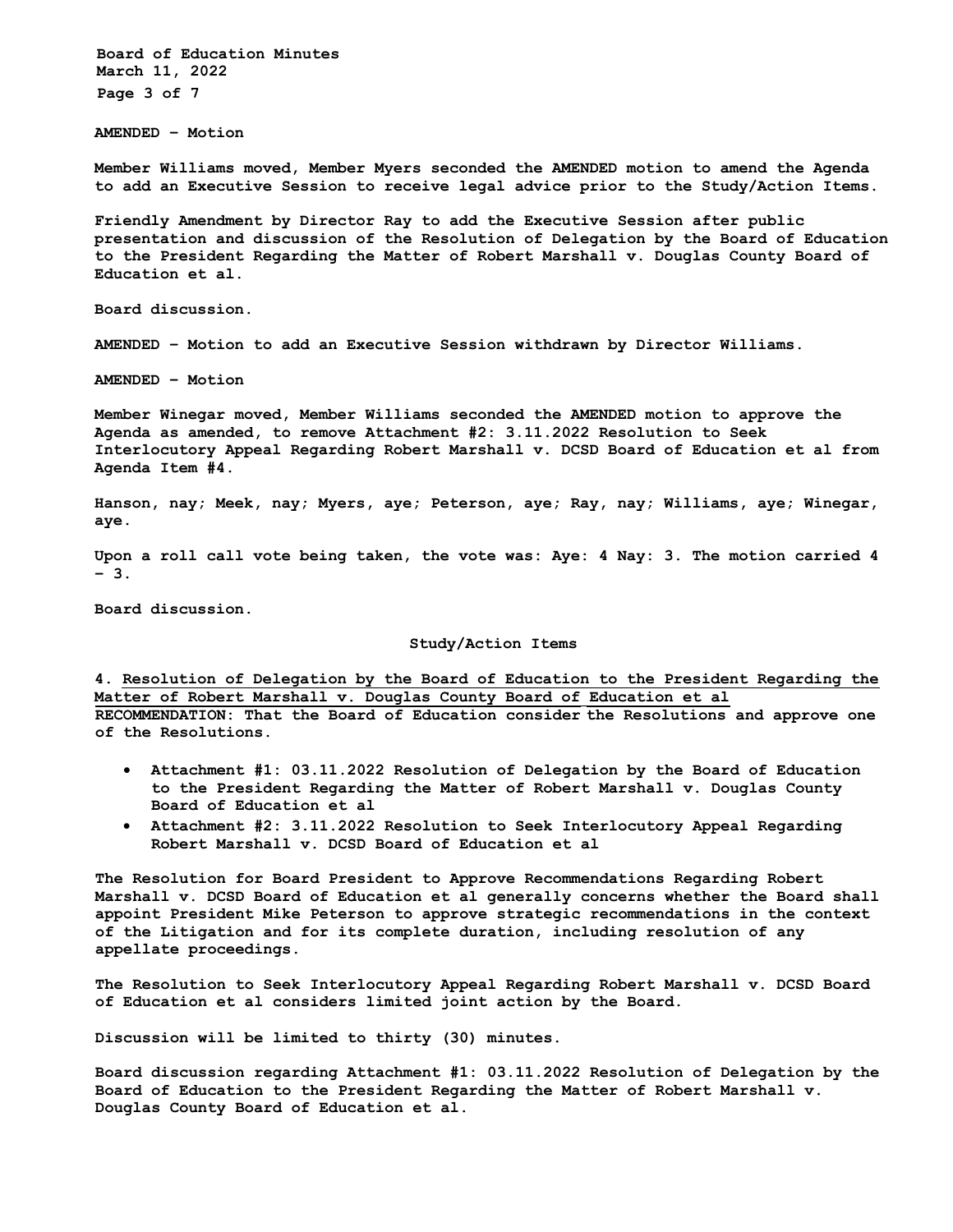**AMENDED – Motion**

**Member Williams moved, Member Myers seconded the AMENDED motion to amend the Agenda to add an Executive Session to receive legal advice prior to the Study/Action Items.**

**Friendly Amendment by Director Ray to add the Executive Session after public presentation and discussion of the Resolution of Delegation by the Board of Education to the President Regarding the Matter of Robert Marshall v. Douglas County Board of Education et al.**

**Board discussion.**

**AMENDED – Motion to add an Executive Session withdrawn by Director Williams.**

**AMENDED – Motion**

**Member Winegar moved, Member Williams seconded the AMENDED motion to approve the Agenda as amended, to remove Attachment #2: 3.11.2022 Resolution to Seek Interlocutory Appeal Regarding Robert Marshall v. DCSD Board of Education et al from Agenda Item #4.**

**Hanson, nay; Meek, nay; Myers, aye; Peterson, aye; Ray, nay; Williams, aye; Winegar, aye.**

**Upon a roll call vote being taken, the vote was: Aye: 4 Nay: 3. The motion carried 4 – 3.**

**Board discussion.**

## Study/Action Items

**4. Resolution of Delegation by the Board of Education to the President Regarding the Matter of Robert Marshall v. Douglas County Board of Education et al**
**RECOMMENDATION: That the Board of Education consider the Resolutions and approve one of the Resolutions.**

- **Attachment #1: 03.11.2022 Resolution of Delegation by the Board of Education to the President Regarding the Matter of Robert Marshall v. Douglas County Board of Education et al**
- **Attachment #2: 3.11.2022 Resolution to Seek Interlocutory Appeal Regarding Robert Marshall v. DCSD Board of Education et al**

**The Resolution for Board President to Approve Recommendations Regarding Robert Marshall v. DCSD Board of Education et al generally concerns whether the Board shall appoint President Mike Peterson to approve strategic recommendations in the context of the Litigation and for its complete duration, including resolution of any appellate proceedings.**

**The Resolution to Seek Interlocutory Appeal Regarding Robert Marshall v. DCSD Board of Education et al considers limited joint action by the Board.**

**Discussion will be limited to thirty (30) minutes.**

**Board discussion regarding Attachment #1: 03.11.2022 Resolution of Delegation by the Board of Education to the President Regarding the Matter of Robert Marshall v. Douglas County Board of Education et al.**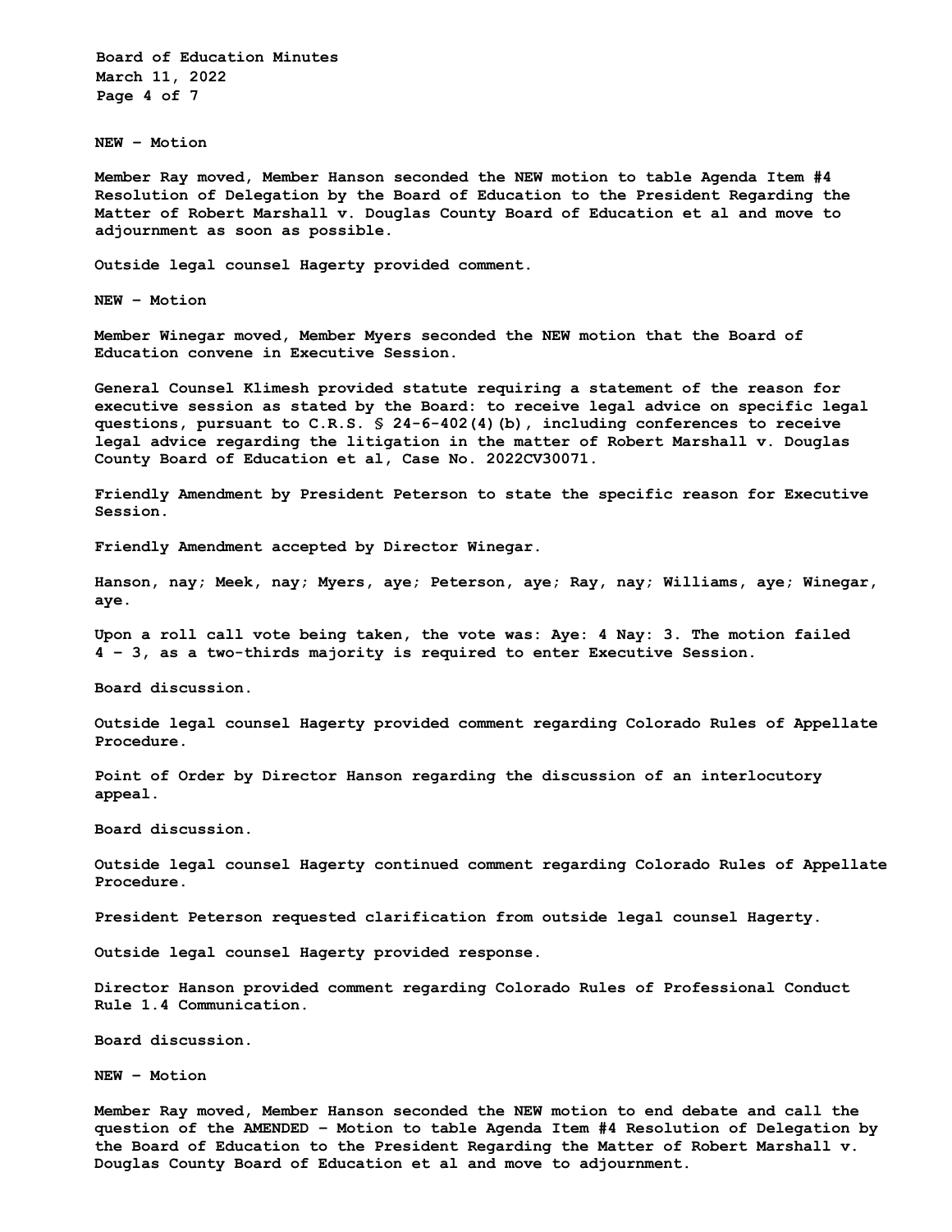**NEW – Motion**

**Member Ray moved, Member Hanson seconded the NEW motion to table Agenda Item #4 Resolution of Delegation by the Board of Education to the President Regarding the Matter of Robert Marshall v. Douglas County Board of Education et al and move to adjournment as soon as possible.**

**Outside legal counsel Hagerty provided comment.**

**NEW – Motion**

**Member Winegar moved, Member Myers seconded the NEW motion that the Board of Education convene in Executive Session.**

**General Counsel Klimesh provided statute requiring a statement of the reason for executive session as stated by the Board: to receive legal advice on specific legal questions, pursuant to C.R.S. § 24-6-402(4)(b), including conferences to receive legal advice regarding the litigation in the matter of Robert Marshall v. Douglas County Board of Education et al, Case No. 2022CV30071.**

**Friendly Amendment by President Peterson to state the specific reason for Executive Session.**

**Friendly Amendment accepted by Director Winegar.**

**Hanson, nay; Meek, nay; Myers, aye; Peterson, aye; Ray, nay; Williams, aye; Winegar, aye.**

**Upon a roll call vote being taken, the vote was: Aye: 4 Nay: 3. The motion failed 4 – 3, as a two-thirds majority is required to enter Executive Session.**

**Board discussion.**

**Outside legal counsel Hagerty provided comment regarding Colorado Rules of Appellate Procedure.**

**Point of Order by Director Hanson regarding the discussion of an interlocutory appeal.**

**Board discussion.**

**Outside legal counsel Hagerty continued comment regarding Colorado Rules of Appellate Procedure.**

**President Peterson requested clarification from outside legal counsel Hagerty.**

**Outside legal counsel Hagerty provided response.**

**Director Hanson provided comment regarding Colorado Rules of Professional Conduct Rule 1.4 Communication.**

**Board discussion.**

**NEW – Motion**

**Member Ray moved, Member Hanson seconded the NEW motion to end debate and call the question of the AMENDED – Motion to table Agenda Item #4 Resolution of Delegation by the Board of Education to the President Regarding the Matter of Robert Marshall v. Douglas County Board of Education et al and move to adjournment.**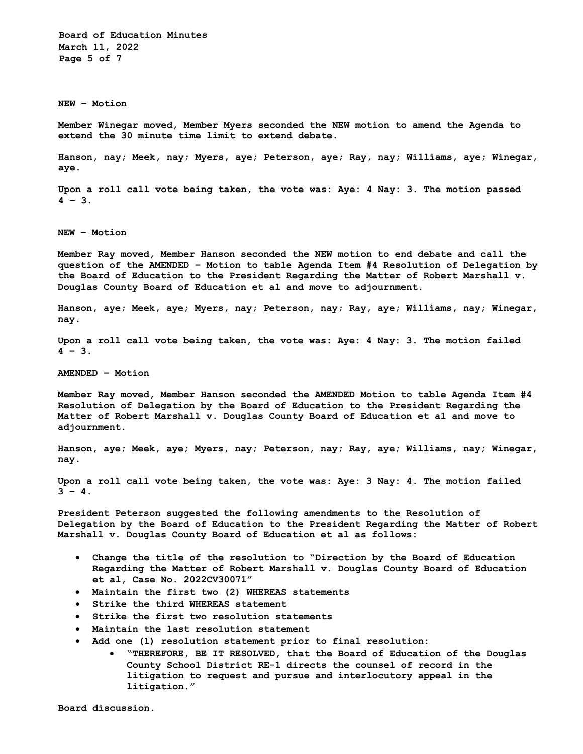**NEW – Motion**

**Member Winegar moved, Member Myers seconded the NEW motion to amend the Agenda to extend the 30 minute time limit to extend debate.**

**Hanson, nay; Meek, nay; Myers, aye; Peterson, aye; Ray, nay; Williams, aye; Winegar, aye.**

**Upon a roll call vote being taken, the vote was: Aye: 4 Nay: 3. The motion passed 4 – 3.**

**NEW – Motion**

**Member Ray moved, Member Hanson seconded the NEW motion to end debate and call the question of the AMENDED – Motion to table Agenda Item #4 Resolution of Delegation by the Board of Education to the President Regarding the Matter of Robert Marshall v. Douglas County Board of Education et al and move to adjournment.**

**Hanson, aye; Meek, aye; Myers, nay; Peterson, nay; Ray, aye; Williams, nay; Winegar, nay.**

**Upon a roll call vote being taken, the vote was: Aye: 4 Nay: 3. The motion failed 4 – 3.**

**AMENDED – Motion**

**Member Ray moved, Member Hanson seconded the AMENDED Motion to table Agenda Item #4 Resolution of Delegation by the Board of Education to the President Regarding the Matter of Robert Marshall v. Douglas County Board of Education et al and move to adjournment.**

**Hanson, aye; Meek, aye; Myers, nay; Peterson, nay; Ray, aye; Williams, nay; Winegar, nay.**

**Upon a roll call vote being taken, the vote was: Aye: 3 Nay: 4. The motion failed 3 – 4.**

**President Peterson suggested the following amendments to the Resolution of Delegation by the Board of Education to the President Regarding the Matter of Robert Marshall v. Douglas County Board of Education et al as follows:**

- **Change the title of the resolution to "Direction by the Board of Education Regarding the Matter of Robert Marshall v. Douglas County Board of Education et al, Case No. 2022CV30071"**
- **Maintain the first two (2) WHEREAS statements**
- **Strike the third WHEREAS statement**
- **Strike the first two resolution statements**
- **Maintain the last resolution statement**
- **Add one (1) resolution statement prior to final resolution:**
    - **"THEREFORE, BE IT RESOLVED, that the Board of Education of the Douglas County School District RE-1 directs the counsel of record in the litigation to request and pursue and interlocutory appeal in the litigation."**

**Board discussion.**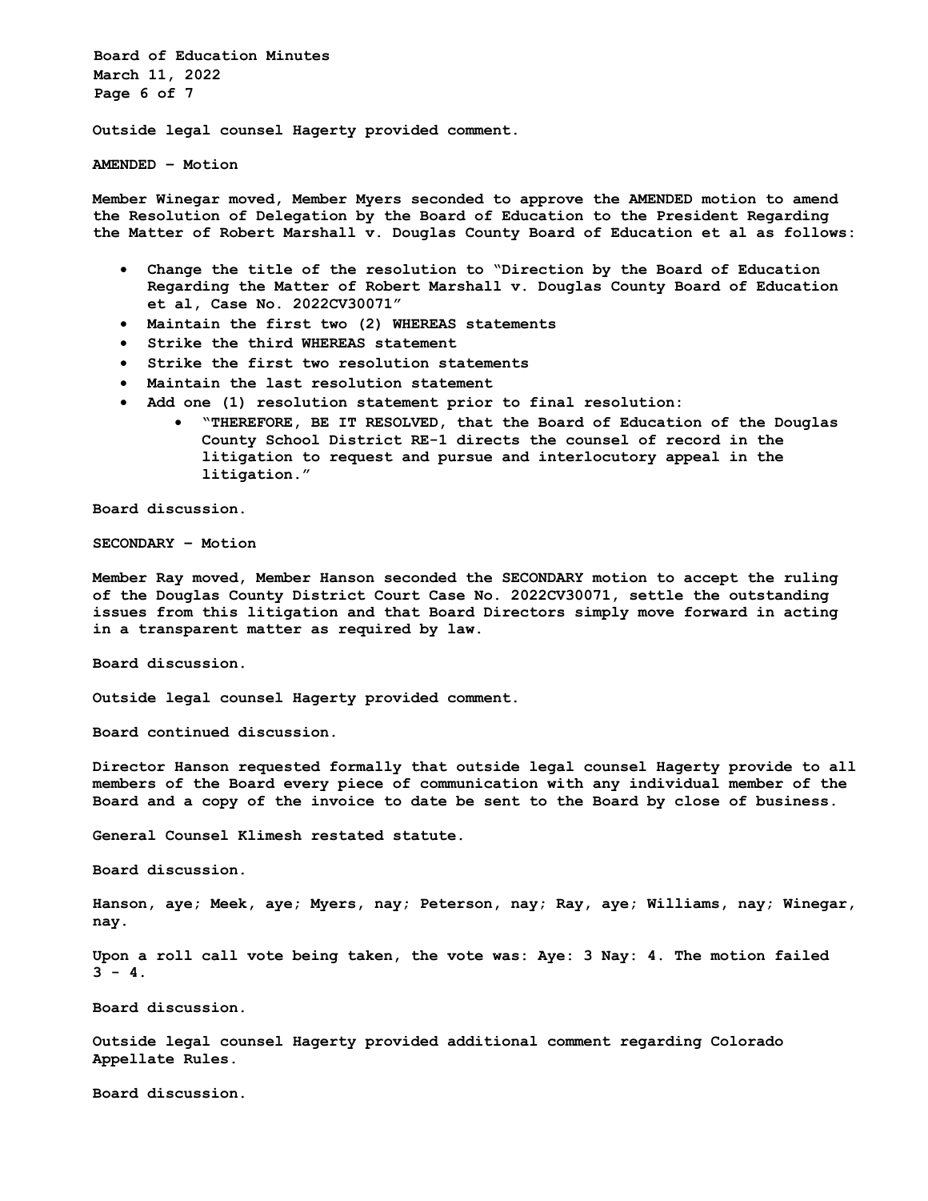Outside legal counsel Hagerty provided comment.

**AMENDED – Motion**

Member Winegar moved, Member Myers seconded to approve the AMENDED motion to amend the Resolution of Delegation by the Board of Education to the President Regarding the Matter of Robert Marshall v. Douglas County Board of Education et al as follows:

- Change the title of the resolution to "Direction by the Board of Education Regarding the Matter of Robert Marshall v. Douglas County Board of Education et al, Case No. 2022CV30071"
- Maintain the first two (2) WHEREAS statements
- Strike the third WHEREAS statement
- Strike the first two resolution statements
- Maintain the last resolution statement
- Add one (1) resolution statement prior to final resolution:
    - "THEREFORE, BE IT RESOLVED, that the Board of Education of the Douglas County School District RE-1 directs the counsel of record in the litigation to request and pursue and interlocutory appeal in the litigation."

Board discussion.

**SECONDARY – Motion**

Member Ray moved, Member Hanson seconded the SECONDARY motion to accept the ruling of the Douglas County District Court Case No. 2022CV30071, settle the outstanding issues from this litigation and that Board Directors simply move forward in acting in a transparent matter as required by law.

Board discussion.

Outside legal counsel Hagerty provided comment.

Board continued discussion.

Director Hanson requested formally that outside legal counsel Hagerty provide to all members of the Board every piece of communication with any individual member of the Board and a copy of the invoice to date be sent to the Board by close of business.

General Counsel Klimesh restated statute.

Board discussion.

Hanson, aye; Meek, aye; Myers, nay; Peterson, nay; Ray, aye; Williams, nay; Winegar, nay.

Upon a roll call vote being taken, the vote was: Aye: 3 Nay: 4. The motion failed 3 - 4.

Board discussion.

Outside legal counsel Hagerty provided additional comment regarding Colorado Appellate Rules.

Board discussion.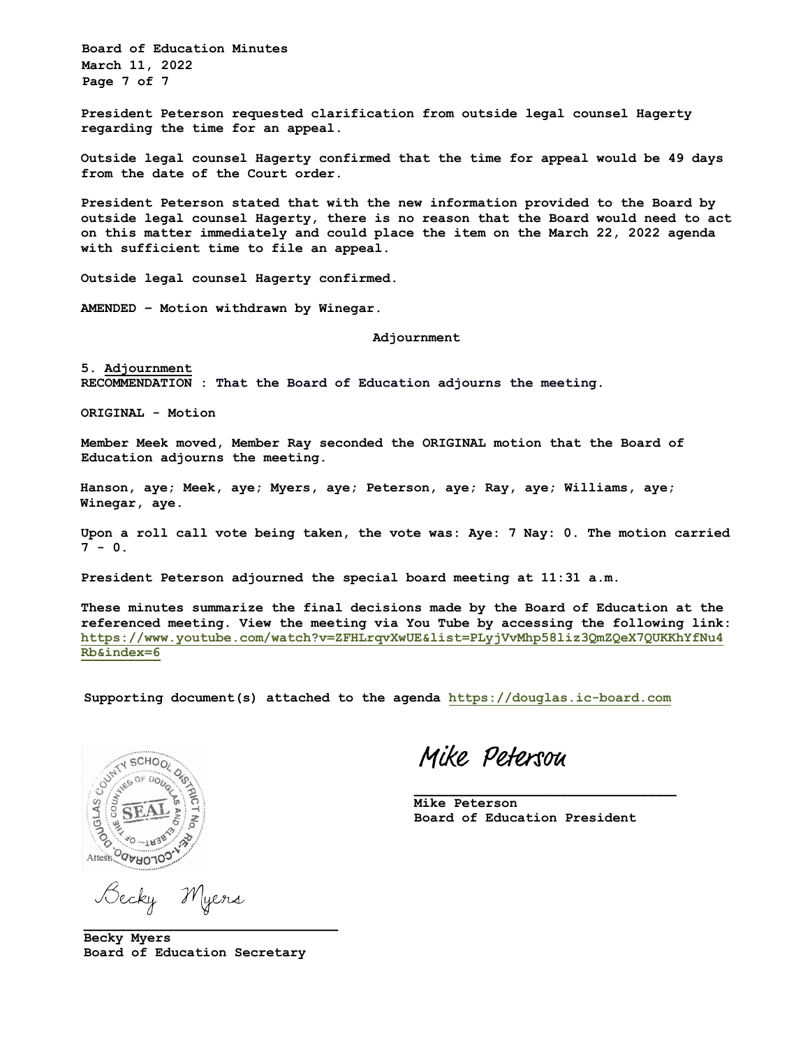President Peterson requested clarification from outside legal counsel Hagerty regarding the time for an appeal.

Outside legal counsel Hagerty confirmed that the time for appeal would be 49 days from the date of the Court order.

President Peterson stated that with the new information provided to the Board by outside legal counsel Hagerty, there is no reason that the Board would need to act on this matter immediately and could place the item on the March 22, 2022 agenda with sufficient time to file an appeal.

Outside legal counsel Hagerty confirmed.

AMENDED – Motion withdrawn by Winegar.

## Adjournment

**5. Adjournment**
**RECOMMENDATION** : That the Board of Education adjourns the meeting.

ORIGINAL - Motion

Member Meek moved, Member Ray seconded the ORIGINAL motion that the Board of Education adjourns the meeting.

Hanson, aye; Meek, aye; Myers, aye; Peterson, aye; Ray, aye; Williams, aye; Winegar, aye.

Upon a roll call vote being taken, the vote was: Aye: 7 Nay: 0. The motion carried 7 - 0.

President Peterson adjourned the special board meeting at 11:31 a.m.

These minutes summarize the final decisions made by the Board of Education at the referenced meeting. View the meeting via You Tube by accessing the following link: https://www.youtube.com/watch?v=ZFHLrqvXwUE&list=PLyjVvMhp58liz3QmZQeX7QUKKhYfNu4Rb&index=6

Supporting document(s) attached to the agenda https://douglas.ic-board.com

Mike Peterson
Mike Peterson
Board of Education President

Attest:

Becky Myers
Becky Myers
Board of Education Secretary